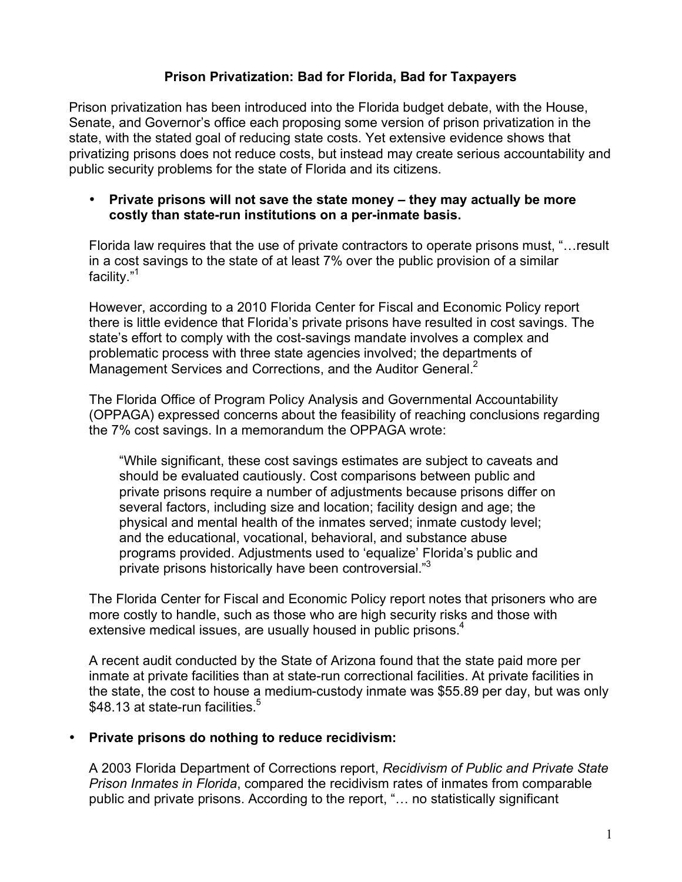# Prison Privatization: Bad for Florida, Bad for Taxpayers

Prison privatization has been introduced into the Florida budget debate, with the House, Senate, and Governor's office each proposing some version of prison privatization in the state, with the stated goal of reducing state costs. Yet extensive evidence shows that privatizing prisons does not reduce costs, but instead may create serious accountability and public security problems for the state of Florida and its citizens.

- **Private prisons will not save the state money – they may actually be more costly than state-run institutions on a per-inmate basis.**

  Florida law requires that the use of private contractors to operate prisons must, "…result in a cost savings to the state of at least 7% over the public provision of a similar facility."[1]

  However, according to a 2010 Florida Center for Fiscal and Economic Policy report there is little evidence that Florida's private prisons have resulted in cost savings. The state's effort to comply with the cost-savings mandate involves a complex and problematic process with three state agencies involved; the departments of Management Services and Corrections, and the Auditor General.[2]

  The Florida Office of Program Policy Analysis and Governmental Accountability (OPPAGA) expressed concerns about the feasibility of reaching conclusions regarding the 7% cost savings. In a memorandum the OPPAGA wrote:

  > "While significant, these cost savings estimates are subject to caveats and should be evaluated cautiously. Cost comparisons between public and private prisons require a number of adjustments because prisons differ on several factors, including size and location; facility design and age; the physical and mental health of the inmates served; inmate custody level; and the educational, vocational, behavioral, and substance abuse programs provided. Adjustments used to 'equalize' Florida's public and private prisons historically have been controversial."[3]

  The Florida Center for Fiscal and Economic Policy report notes that prisoners who are more costly to handle, such as those who are high security risks and those with extensive medical issues, are usually housed in public prisons.[4]

  A recent audit conducted by the State of Arizona found that the state paid more per inmate at private facilities than at state-run correctional facilities. At private facilities in the state, the cost to house a medium-custody inmate was $55.89 per day, but was only $48.13 at state-run facilities.[5]

- **Private prisons do nothing to reduce recidivism:**

  A 2003 Florida Department of Corrections report, *Recidivism of Public and Private State Prison Inmates in Florida*, compared the recidivism rates of inmates from comparable public and private prisons. According to the report, "… no statistically significant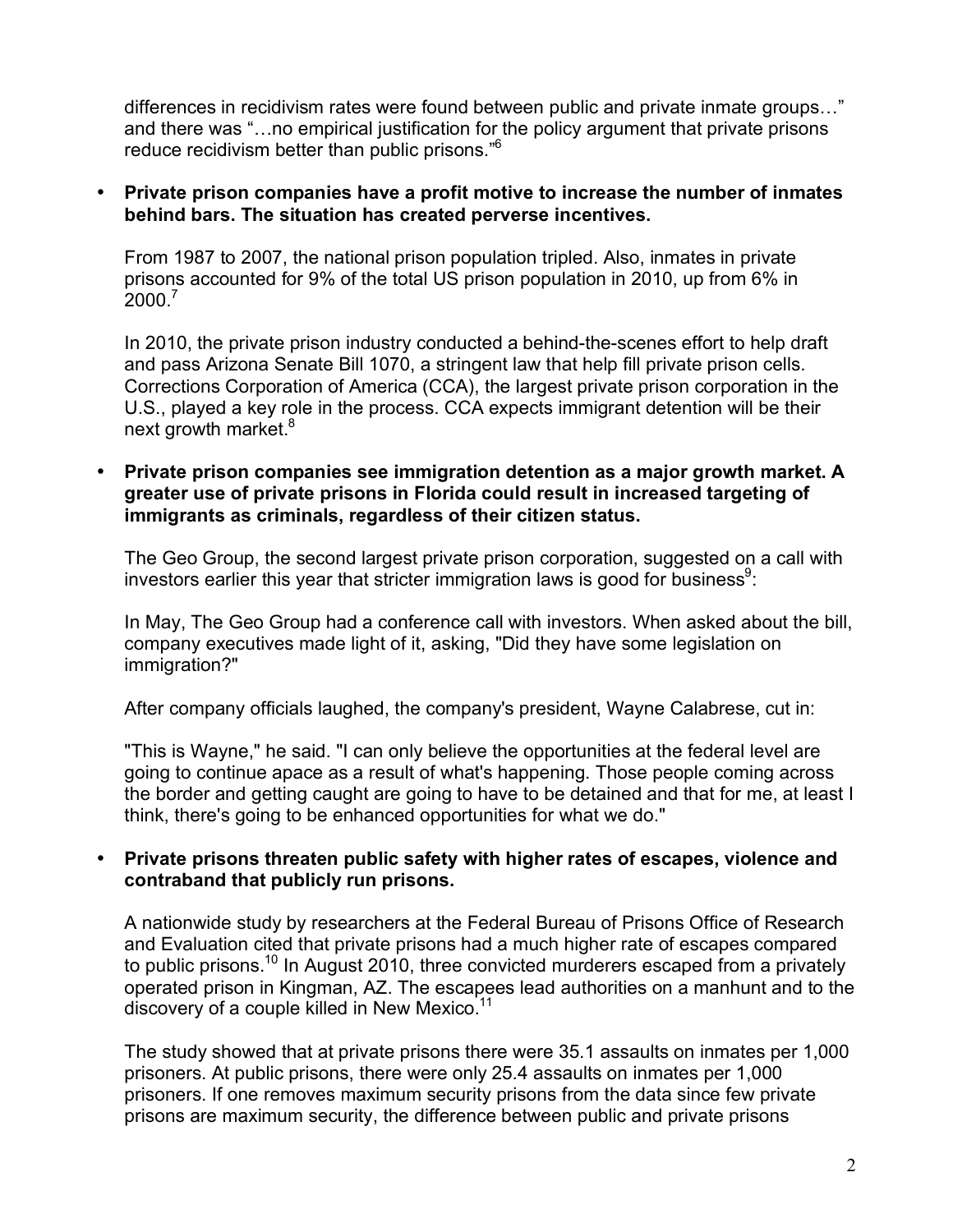differences in recidivism rates were found between public and private inmate groups…" and there was "…no empirical justification for the policy argument that private prisons reduce recidivism better than public prisons."[6]

- **Private prison companies have a profit motive to increase the number of inmates behind bars. The situation has created perverse incentives.**

  From 1987 to 2007, the national prison population tripled. Also, inmates in private prisons accounted for 9% of the total US prison population in 2010, up from 6% in 2000.[7]

  In 2010, the private prison industry conducted a behind-the-scenes effort to help draft and pass Arizona Senate Bill 1070, a stringent law that help fill private prison cells. Corrections Corporation of America (CCA), the largest private prison corporation in the U.S., played a key role in the process. CCA expects immigrant detention will be their next growth market.[8]

- **Private prison companies see immigration detention as a major growth market. A greater use of private prisons in Florida could result in increased targeting of immigrants as criminals, regardless of their citizen status.**

  The Geo Group, the second largest private prison corporation, suggested on a call with investors earlier this year that stricter immigration laws is good for business[9]:

  In May, The Geo Group had a conference call with investors. When asked about the bill, company executives made light of it, asking, "Did they have some legislation on immigration?"

  After company officials laughed, the company's president, Wayne Calabrese, cut in:

  "This is Wayne," he said. "I can only believe the opportunities at the federal level are going to continue apace as a result of what's happening. Those people coming across the border and getting caught are going to have to be detained and that for me, at least I think, there's going to be enhanced opportunities for what we do."

- **Private prisons threaten public safety with higher rates of escapes, violence and contraband that publicly run prisons.**

  A nationwide study by researchers at the Federal Bureau of Prisons Office of Research and Evaluation cited that private prisons had a much higher rate of escapes compared to public prisons.[10] In August 2010, three convicted murderers escaped from a privately operated prison in Kingman, AZ. The escapees lead authorities on a manhunt and to the discovery of a couple killed in New Mexico.[11]

  The study showed that at private prisons there were 35.1 assaults on inmates per 1,000 prisoners. At public prisons, there were only 25.4 assaults on inmates per 1,000 prisoners. If one removes maximum security prisons from the data since few private prisons are maximum security, the difference between public and private prisons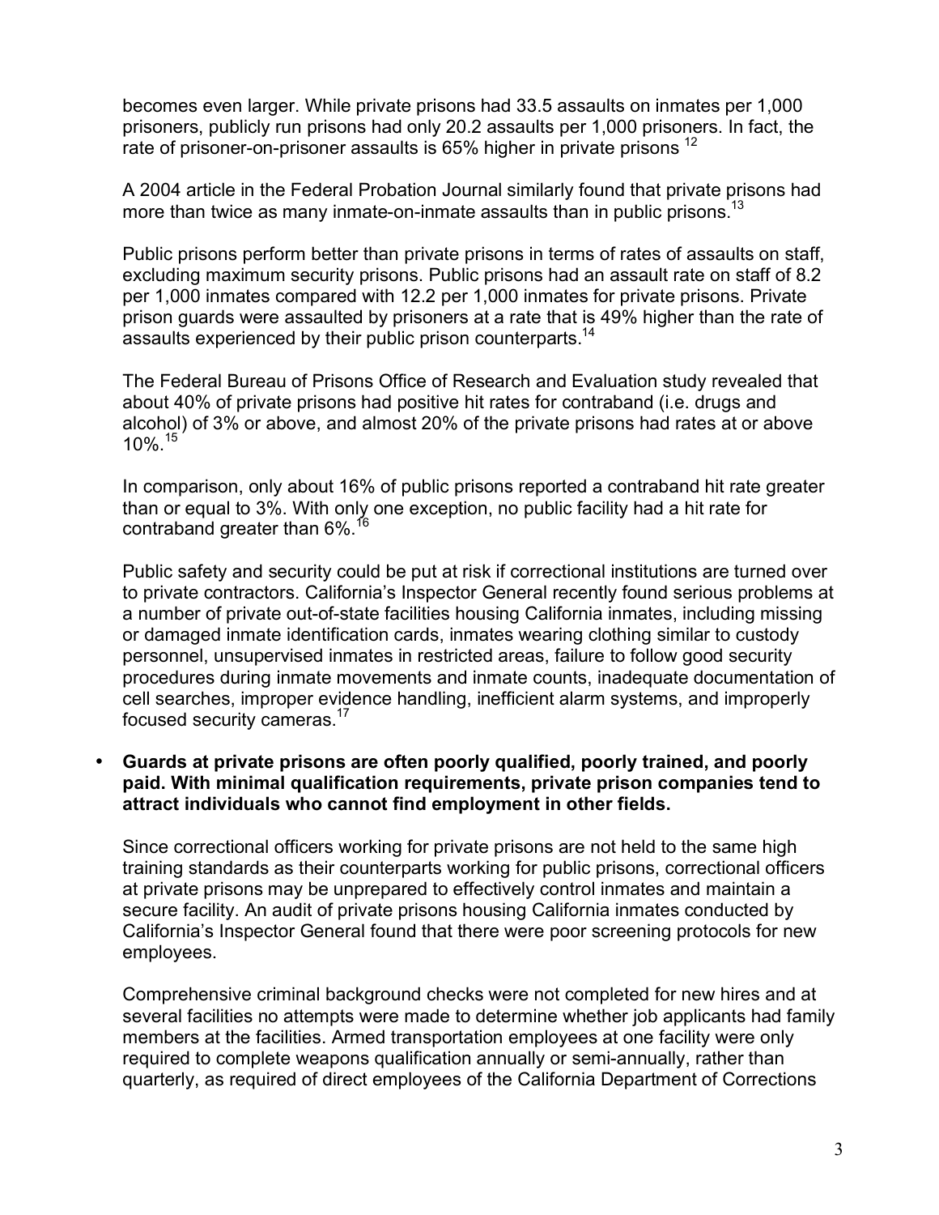becomes even larger. While private prisons had 33.5 assaults on inmates per 1,000 prisoners, publicly run prisons had only 20.2 assaults per 1,000 prisoners. In fact, the rate of prisoner-on-prisoner assaults is 65% higher in private prisons [12]

A 2004 article in the Federal Probation Journal similarly found that private prisons had more than twice as many inmate-on-inmate assaults than in public prisons.[13]

Public prisons perform better than private prisons in terms of rates of assaults on staff, excluding maximum security prisons. Public prisons had an assault rate on staff of 8.2 per 1,000 inmates compared with 12.2 per 1,000 inmates for private prisons. Private prison guards were assaulted by prisoners at a rate that is 49% higher than the rate of assaults experienced by their public prison counterparts.[14]

The Federal Bureau of Prisons Office of Research and Evaluation study revealed that about 40% of private prisons had positive hit rates for contraband (i.e. drugs and alcohol) of 3% or above, and almost 20% of the private prisons had rates at or above 10%.[15]

In comparison, only about 16% of public prisons reported a contraband hit rate greater than or equal to 3%. With only one exception, no public facility had a hit rate for contraband greater than 6%.[16]

Public safety and security could be put at risk if correctional institutions are turned over to private contractors. California's Inspector General recently found serious problems at a number of private out-of-state facilities housing California inmates, including missing or damaged inmate identification cards, inmates wearing clothing similar to custody personnel, unsupervised inmates in restricted areas, failure to follow good security procedures during inmate movements and inmate counts, inadequate documentation of cell searches, improper evidence handling, inefficient alarm systems, and improperly focused security cameras.[17]

- **Guards at private prisons are often poorly qualified, poorly trained, and poorly paid. With minimal qualification requirements, private prison companies tend to attract individuals who cannot find employment in other fields.**

  Since correctional officers working for private prisons are not held to the same high training standards as their counterparts working for public prisons, correctional officers at private prisons may be unprepared to effectively control inmates and maintain a secure facility. An audit of private prisons housing California inmates conducted by California's Inspector General found that there were poor screening protocols for new employees.

  Comprehensive criminal background checks were not completed for new hires and at several facilities no attempts were made to determine whether job applicants had family members at the facilities. Armed transportation employees at one facility were only required to complete weapons qualification annually or semi-annually, rather than quarterly, as required of direct employees of the California Department of Corrections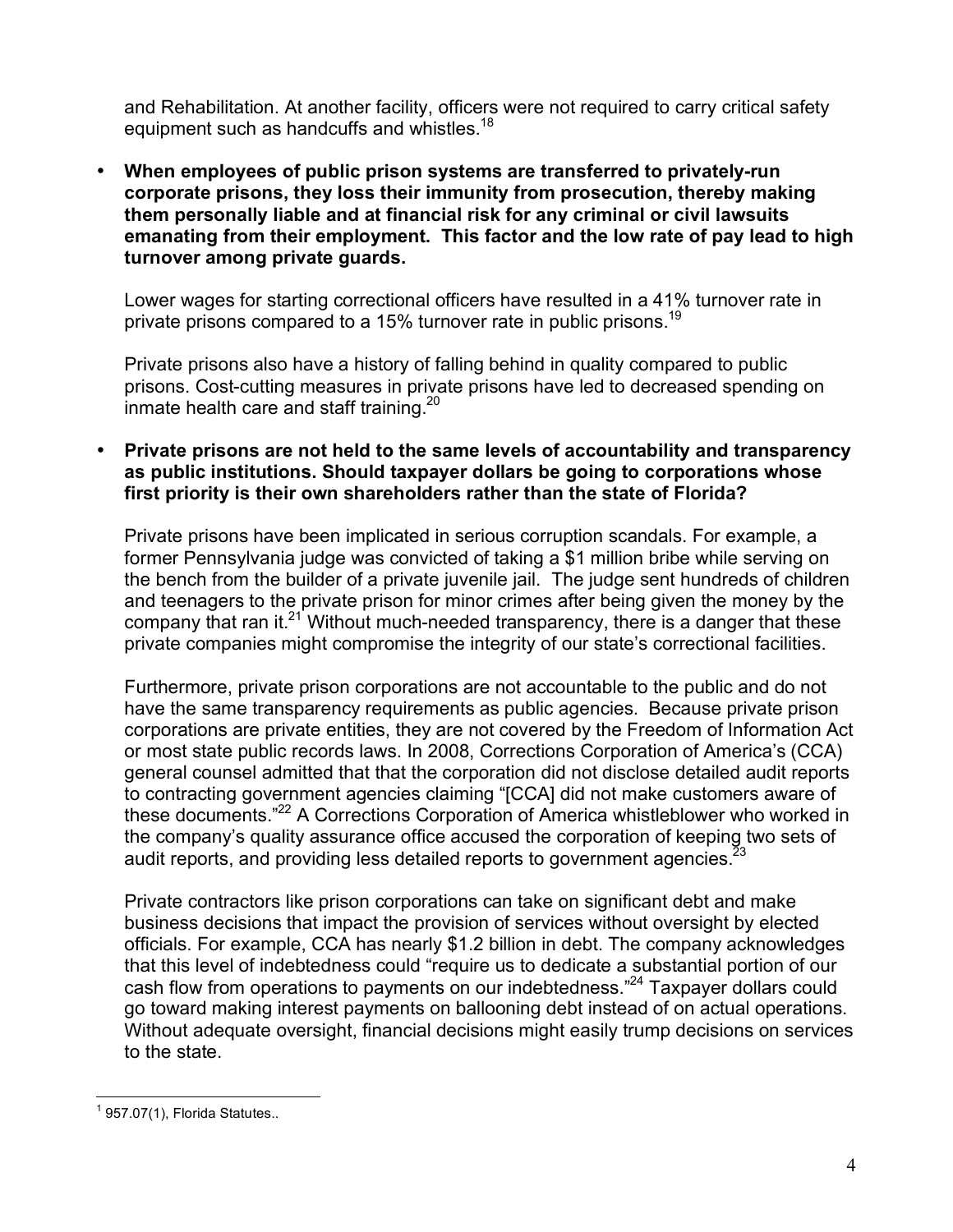and Rehabilitation. At another facility, officers were not required to carry critical safety equipment such as handcuffs and whistles.[18]

- **When employees of public prison systems are transferred to privately-run corporate prisons, they loss their immunity from prosecution, thereby making them personally liable and at financial risk for any criminal or civil lawsuits emanating from their employment. This factor and the low rate of pay lead to high turnover among private guards.**

  Lower wages for starting correctional officers have resulted in a 41% turnover rate in private prisons compared to a 15% turnover rate in public prisons.[19]

  Private prisons also have a history of falling behind in quality compared to public prisons. Cost-cutting measures in private prisons have led to decreased spending on inmate health care and staff training.[20]

- **Private prisons are not held to the same levels of accountability and transparency as public institutions. Should taxpayer dollars be going to corporations whose first priority is their own shareholders rather than the state of Florida?**

  Private prisons have been implicated in serious corruption scandals. For example, a former Pennsylvania judge was convicted of taking a $1 million bribe while serving on the bench from the builder of a private juvenile jail. The judge sent hundreds of children and teenagers to the private prison for minor crimes after being given the money by the company that ran it.[21] Without much-needed transparency, there is a danger that these private companies might compromise the integrity of our state's correctional facilities.

  Furthermore, private prison corporations are not accountable to the public and do not have the same transparency requirements as public agencies. Because private prison corporations are private entities, they are not covered by the Freedom of Information Act or most state public records laws. In 2008, Corrections Corporation of America's (CCA) general counsel admitted that that the corporation did not disclose detailed audit reports to contracting government agencies claiming "[CCA] did not make customers aware of these documents."[22] A Corrections Corporation of America whistleblower who worked in the company's quality assurance office accused the corporation of keeping two sets of audit reports, and providing less detailed reports to government agencies.[23]

  Private contractors like prison corporations can take on significant debt and make business decisions that impact the provision of services without oversight by elected officials. For example, CCA has nearly $1.2 billion in debt. The company acknowledges that this level of indebtedness could "require us to dedicate a substantial portion of our cash flow from operations to payments on our indebtedness."[24] Taxpayer dollars could go toward making interest payments on ballooning debt instead of on actual operations. Without adequate oversight, financial decisions might easily trump decisions on services to the state.

---

[1] 957.07(1), Florida Statutes..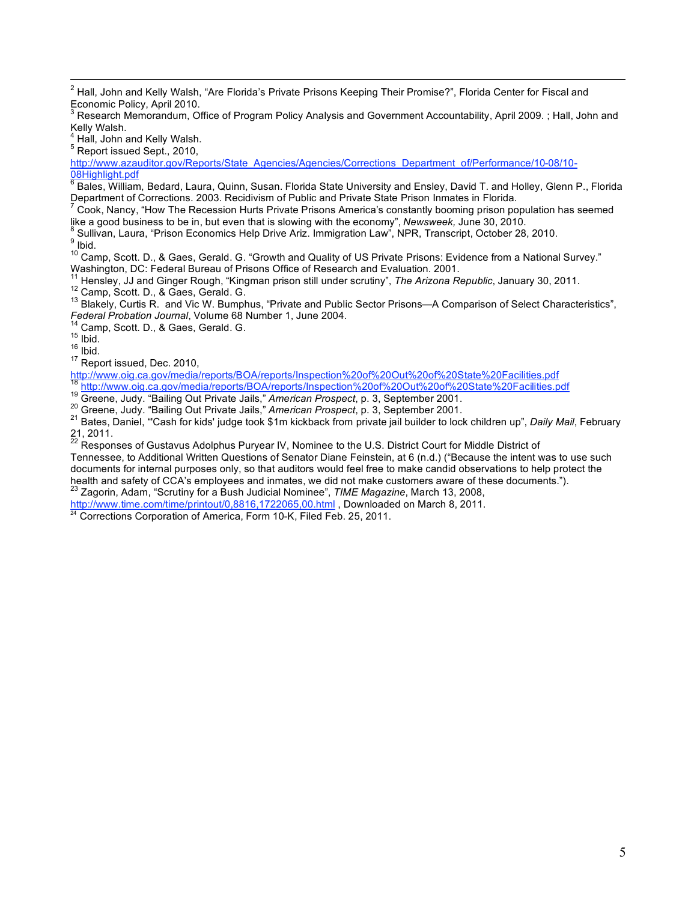[2] Hall, John and Kelly Walsh, "Are Florida's Private Prisons Keeping Their Promise?", Florida Center for Fiscal and Economic Policy, April 2010.

[3] Research Memorandum, Office of Program Policy Analysis and Government Accountability, April 2009. ; Hall, John and Kelly Walsh.

[4] Hall, John and Kelly Walsh.

[5] Report issued Sept., 2010, http://www.azauditor.gov/Reports/State_Agencies/Agencies/Corrections_Department_of/Performance/10-08/10-08Highlight.pdf

[6] Bales, William, Bedard, Laura, Quinn, Susan. Florida State University and Ensley, David T. and Holley, Glenn P., Florida Department of Corrections. 2003. Recidivism of Public and Private State Prison Inmates in Florida.

[7] Cook, Nancy, "How The Recession Hurts Private Prisons America's constantly booming prison population has seemed like a good business to be in, but even that is slowing with the economy", *Newsweek,* June 30, 2010.

[8] Sullivan, Laura, "Prison Economics Help Drive Ariz. Immigration Law", NPR, Transcript, October 28, 2010.

[9] Ibid.

[10] Camp, Scott. D., & Gaes, Gerald. G. "Growth and Quality of US Private Prisons: Evidence from a National Survey." Washington, DC: Federal Bureau of Prisons Office of Research and Evaluation. 2001.

[11] Hensley, JJ and Ginger Rough, "Kingman prison still under scrutiny", *The Arizona Republic*, January 30, 2011.

[12] Camp, Scott. D., & Gaes, Gerald. G.

[13] Blakely, Curtis R. and Vic W. Bumphus, "Private and Public Sector Prisons—A Comparison of Select Characteristics", *Federal Probation Journal*, Volume 68 Number 1, June 2004.

[14] Camp, Scott. D., & Gaes, Gerald. G.

[15] Ibid.

[16] Ibid.

[17] Report issued, Dec. 2010, http://www.oig.ca.gov/media/reports/BOA/reports/Inspection%20of%20Out%20of%20State%20Facilities.pdf

[18] http://www.oig.ca.gov/media/reports/BOA/reports/Inspection%20of%20Out%20of%20State%20Facilities.pdf

[19] Greene, Judy. "Bailing Out Private Jails," *American Prospect*, p. 3, September 2001.

[20] Greene, Judy. "Bailing Out Private Jails," *American Prospect*, p. 3, September 2001.

[21] Bates, Daniel, "'Cash for kids' judge took $1m kickback from private jail builder to lock children up", *Daily Mail*, February 21, 2011.

[22] Responses of Gustavus Adolphus Puryear IV, Nominee to the U.S. District Court for Middle District of Tennessee, to Additional Written Questions of Senator Diane Feinstein, at 6 (n.d.) ("Because the intent was to use such documents for internal purposes only, so that auditors would feel free to make candid observations to help protect the health and safety of CCA's employees and inmates, we did not make customers aware of these documents.").

[23] Zagorin, Adam, "Scrutiny for a Bush Judicial Nominee", *TIME Magazine*, March 13, 2008, http://www.time.com/time/printout/0,8816,1722065,00.html , Downloaded on March 8, 2011.

[24] Corrections Corporation of America, Form 10-K, Filed Feb. 25, 2011.